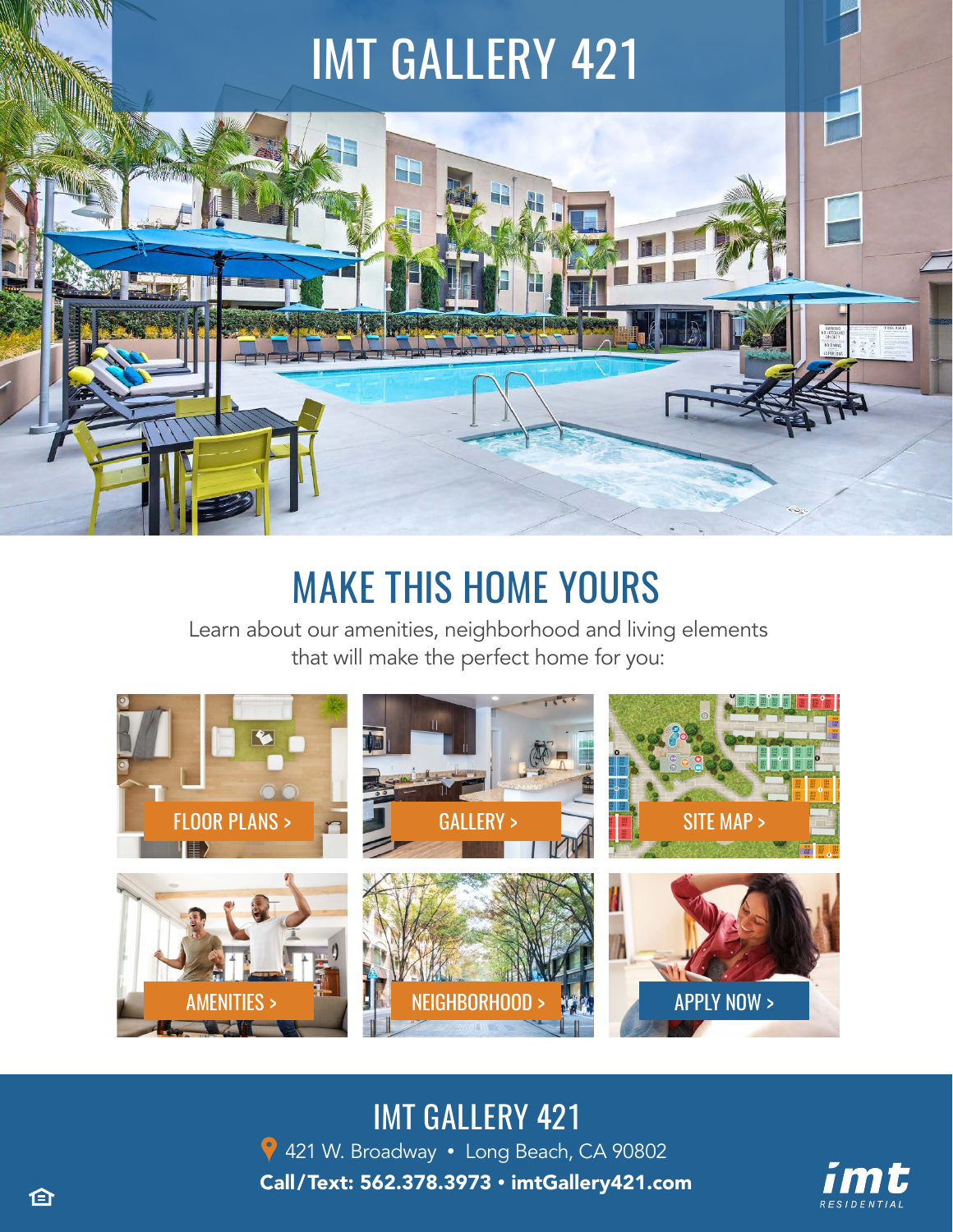# IMT GALLERY 421

## MAKE THIS HOME YOURS

Learn about our amenities, neighborhood and living elements that will make the perfect home for you:

FLOOR PLANS >

GALLERY >

SITE MAP >

AMENITIES >

NEIGHBORHOOD >

APPLY NOW >

## IMT GALLERY 421

421 W. Broadway • Long Beach, CA 90802

**Call/Text: 562.378.3973 • imtGallery421.com**

imt RESIDENTIAL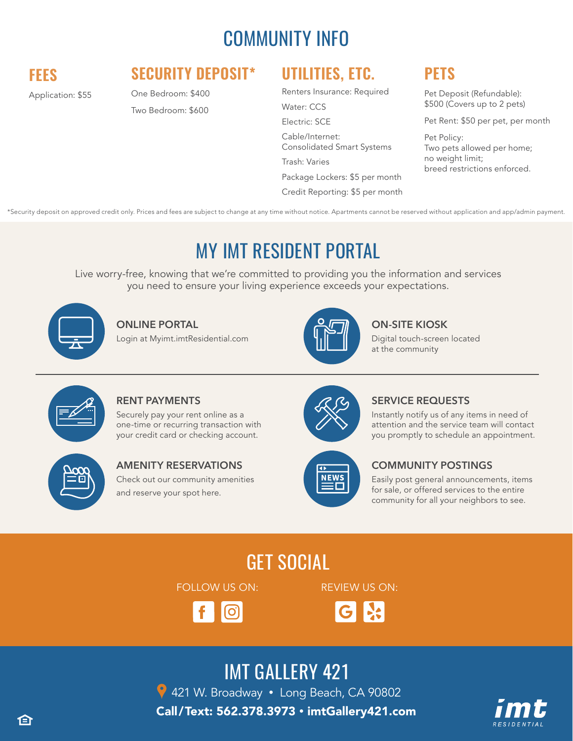# COMMUNITY INFO

## FEES

Application: $55

## SECURITY DEPOSIT*

One Bedroom: $400

Two Bedroom: $600

## UTILITIES, ETC.

Renters Insurance: Required

Water: CCS

Electric: SCE

Cable/Internet:
Consolidated Smart Systems

Trash: Varies

Package Lockers: $5 per month

Credit Reporting: $5 per month

## PETS

Pet Deposit (Refundable):
$500 (Covers up to 2 pets)

Pet Rent: $50 per pet, per month

Pet Policy:
Two pets allowed per home;
no weight limit;
breed restrictions enforced.

*Security deposit on approved credit only. Prices and fees are subject to change at any time without notice. Apartments cannot be reserved without application and app/admin payment.

# MY IMT RESIDENT PORTAL

Live worry-free, knowing that we're committed to providing you the information and services you need to ensure your living experience exceeds your expectations.

### ONLINE PORTAL

Login at Myimt.imtResidential.com

### ON-SITE KIOSK

Digital touch-screen located at the community

### RENT PAYMENTS

Securely pay your rent online as a one-time or recurring transaction with your credit card or checking account.

### SERVICE REQUESTS

Instantly notify us of any items in need of attention and the service team will contact you promptly to schedule an appointment.

### AMENITY RESERVATIONS

Check out our community amenities and reserve your spot here.

### COMMUNITY POSTINGS

Easily post general announcements, items for sale, or offered services to the entire community for all your neighbors to see.

# GET SOCIAL

FOLLOW US ON:

REVIEW US ON:

# IMT GALLERY 421

421 W. Broadway • Long Beach, CA 90802

**Call/Text: 562.378.3973 • imtGallery421.com**

imt RESIDENTIAL